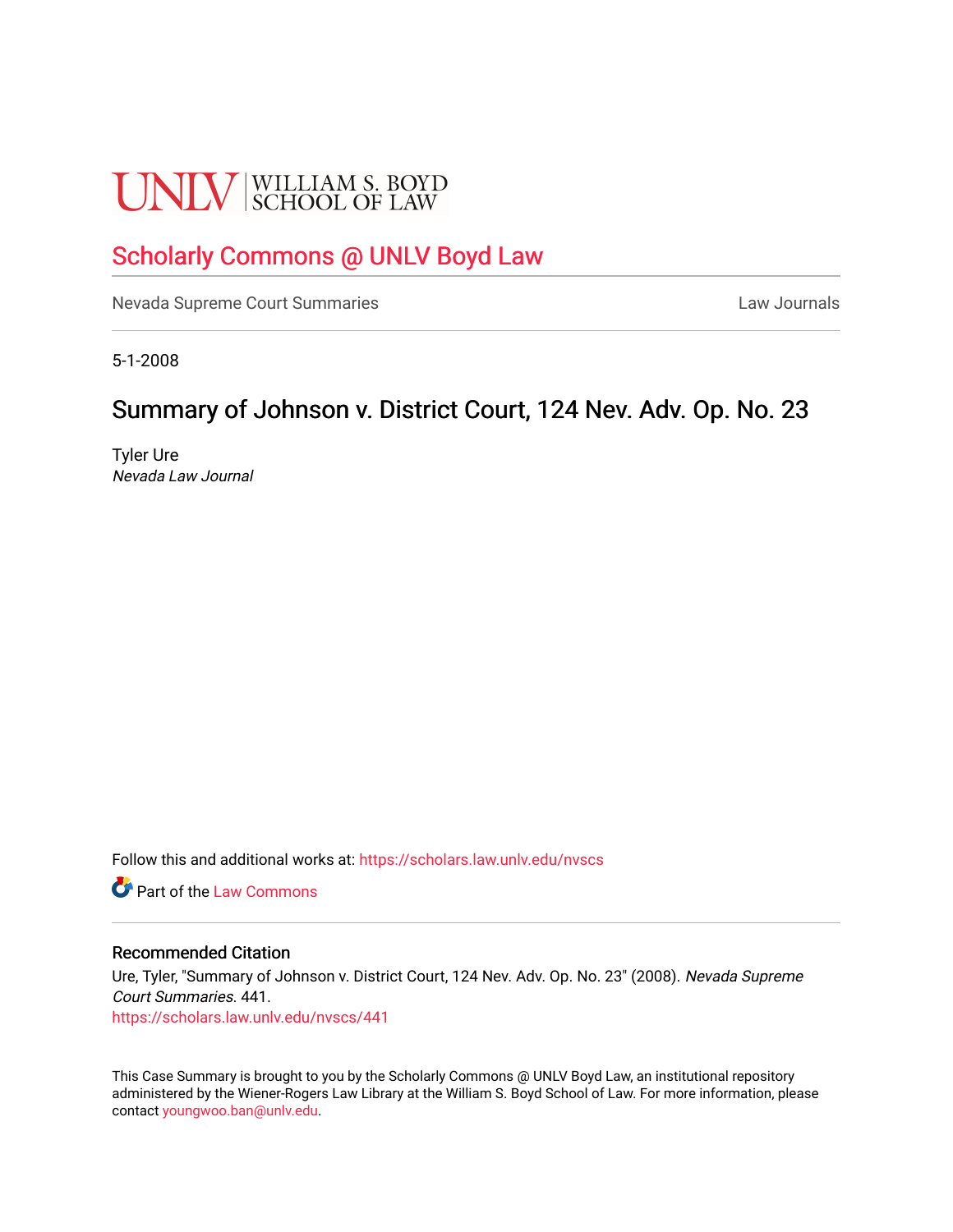UNLV | WILLIAM S. BOYD SCHOOL OF LAW

# Scholarly Commons @ UNLV Boyd Law

Nevada Supreme Court Summaries

Law Journals

5-1-2008

## Summary of Johnson v. District Court, 124 Nev. Adv. Op. No. 23

Tyler Ure
*Nevada Law Journal*

Follow this and additional works at: https://scholars.law.unlv.edu/nvscs

Part of the Law Commons

### Recommended Citation

Ure, Tyler, "Summary of Johnson v. District Court, 124 Nev. Adv. Op. No. 23" (2008). *Nevada Supreme Court Summaries*. 441.
https://scholars.law.unlv.edu/nvscs/441

This Case Summary is brought to you by the Scholarly Commons @ UNLV Boyd Law, an institutional repository administered by the Wiener-Rogers Law Library at the William S. Boyd School of Law. For more information, please contact youngwoo.ban@unlv.edu.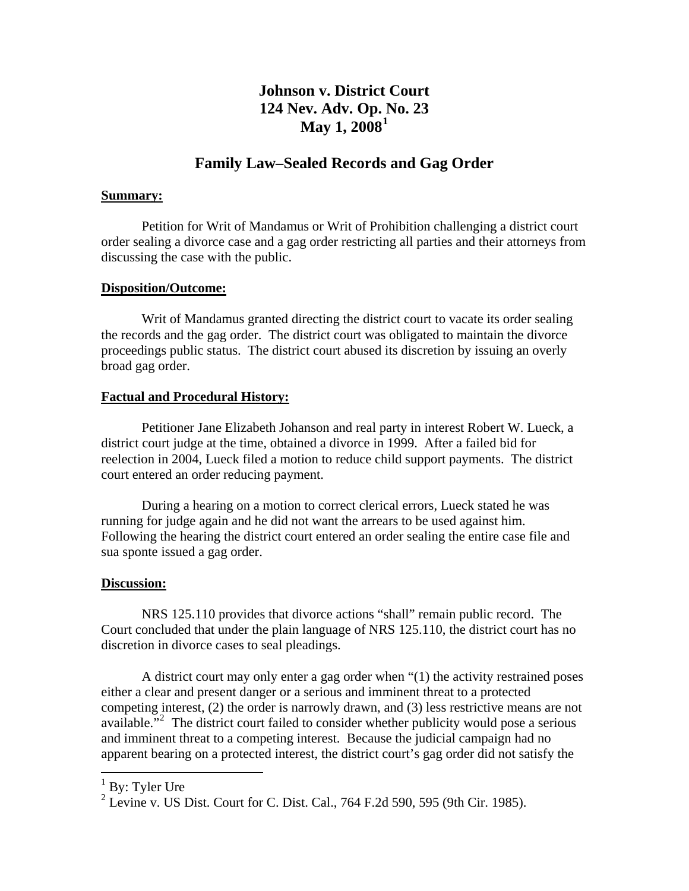# Johnson v. District Court
# 124 Nev. Adv. Op. No. 23
# May 1, 2008[1]

## Family Law–Sealed Records and Gag Order

**Summary:**

Petition for Writ of Mandamus or Writ of Prohibition challenging a district court order sealing a divorce case and a gag order restricting all parties and their attorneys from discussing the case with the public.

**Disposition/Outcome:**

Writ of Mandamus granted directing the district court to vacate its order sealing the records and the gag order. The district court was obligated to maintain the divorce proceedings public status. The district court abused its discretion by issuing an overly broad gag order.

**Factual and Procedural History:**

Petitioner Jane Elizabeth Johanson and real party in interest Robert W. Lueck, a district court judge at the time, obtained a divorce in 1999. After a failed bid for reelection in 2004, Lueck filed a motion to reduce child support payments. The district court entered an order reducing payment.

During a hearing on a motion to correct clerical errors, Lueck stated he was running for judge again and he did not want the arrears to be used against him. Following the hearing the district court entered an order sealing the entire case file and sua sponte issued a gag order.

**Discussion:**

NRS 125.110 provides that divorce actions "shall" remain public record. The Court concluded that under the plain language of NRS 125.110, the district court has no discretion in divorce cases to seal pleadings.

A district court may only enter a gag order when "(1) the activity restrained poses either a clear and present danger or a serious and imminent threat to a protected competing interest, (2) the order is narrowly drawn, and (3) less restrictive means are not available."[2] The district court failed to consider whether publicity would pose a serious and imminent threat to a competing interest. Because the judicial campaign had no apparent bearing on a protected interest, the district court's gag order did not satisfy the

---

[1] By: Tyler Ure

[2] Levine v. US Dist. Court for C. Dist. Cal., 764 F.2d 590, 595 (9th Cir. 1985).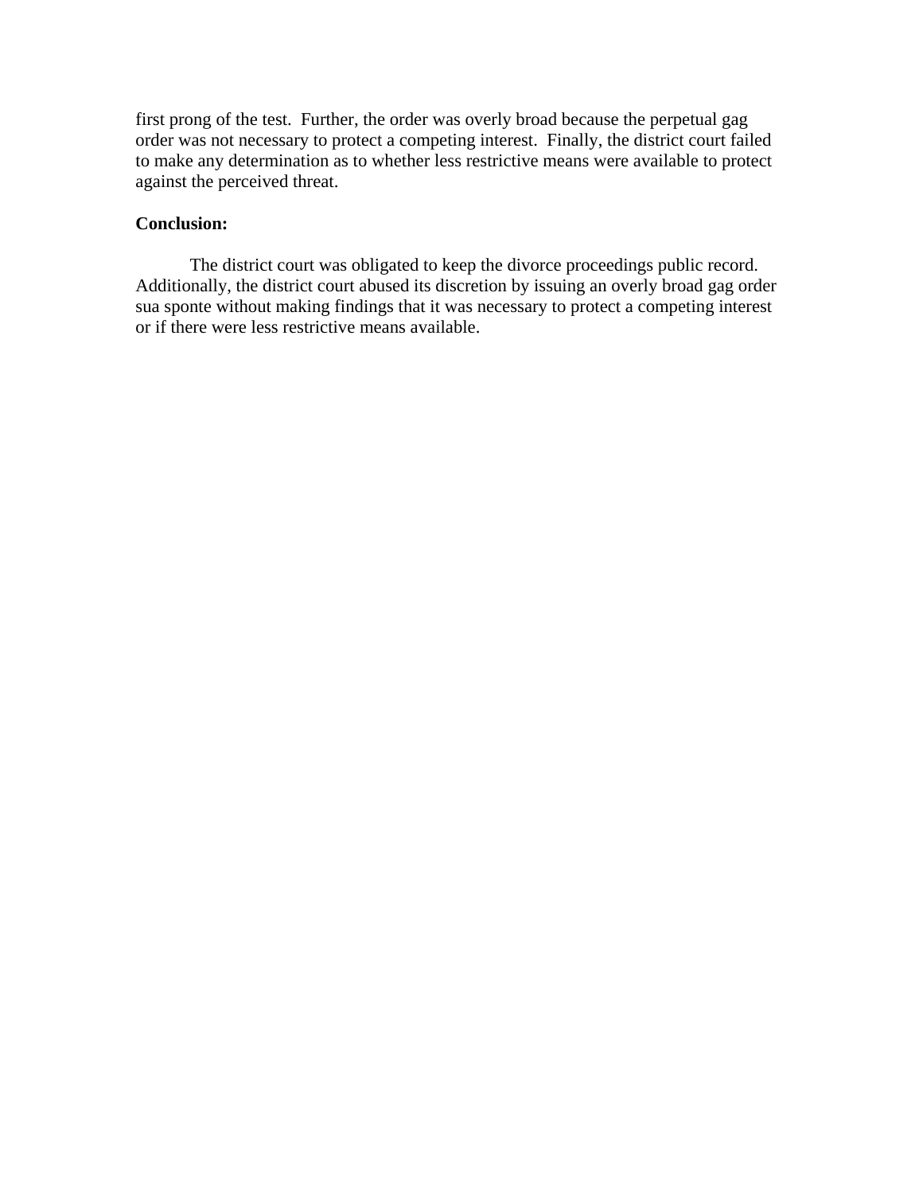first prong of the test. Further, the order was overly broad because the perpetual gag order was not necessary to protect a competing interest. Finally, the district court failed to make any determination as to whether less restrictive means were available to protect against the perceived threat.

**Conclusion:**

The district court was obligated to keep the divorce proceedings public record. Additionally, the district court abused its discretion by issuing an overly broad gag order sua sponte without making findings that it was necessary to protect a competing interest or if there were less restrictive means available.